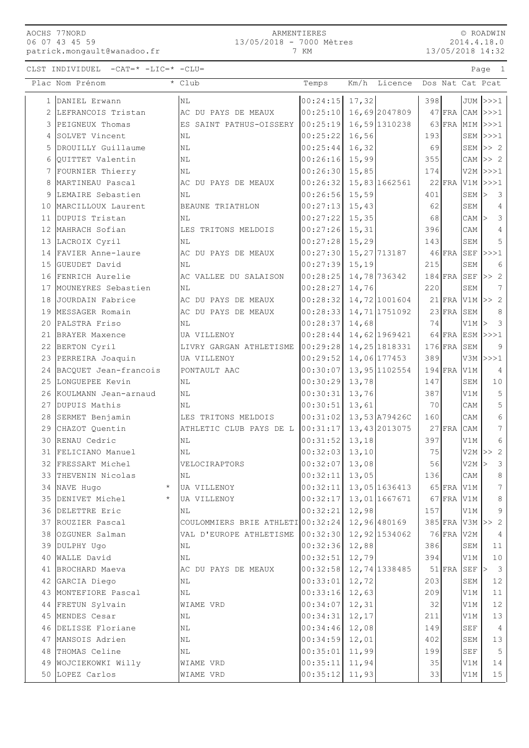AOCHS 77NORD
06 07 43 45 59
patrick.mongault@wanadoo.fr

ARMENTIERES
13/05/2018 - 7000 Mètres
7 KM

© ROADWIN
2014.4.18.0
13/05/2018 14:32

CLST INDIVIDUEL -CAT=* -LIC=* -CLU=

| Plac | Nom Prénom | * | Club | Temps | Km/h | Licence | Dos | Nat | Cat | Pcat |
|---|---|---|---|---|---|---|---|---|---|---|
| 1 | DANIEL Erwann | | NL | 00:24:15 | 17,32 | | 398 | | JUM | >>>1 |
| 2 | LEFRANCOIS Tristan | | AC DU PAYS DE MEAUX | 00:25:10 | 16,69 | 2047809 | 47 | FRA | CAM | >>>1 |
| 3 | PEIGNEUX Thomas | | ES SAINT PATHUS-OISSERY | 00:25:19 | 16,59 | 1310238 | 63 | FRA | MIM | >>>1 |
| 4 | SOLVET Vincent | | NL | 00:25:22 | 16,56 | | 193 | | SEM | >>>1 |
| 5 | DROUILLY Guillaume | | NL | 00:25:44 | 16,32 | | 69 | | SEM | >> 2 |
| 6 | QUITTET Valentin | | NL | 00:26:16 | 15,99 | | 355 | | CAM | >> 2 |
| 7 | FOURNIER Thierry | | NL | 00:26:30 | 15,85 | | 174 | | V2M | >>>1 |
| 8 | MARTINEAU Pascal | | AC DU PAYS DE MEAUX | 00:26:32 | 15,83 | 1662561 | 22 | FRA | V1M | >>>1 |
| 9 | LEMAIRE Sebastien | | NL | 00:26:56 | 15,59 | | 401 | | SEM | > 3 |
| 10 | MARCILLOUX Laurent | | BEAUNE TRIATHLON | 00:27:13 | 15,43 | | 62 | | SEM | 4 |
| 11 | DUPUIS Tristan | | NL | 00:27:22 | 15,35 | | 68 | | CAM | > 3 |
| 12 | MAHRACH Sofian | | LES TRITONS MELDOIS | 00:27:26 | 15,31 | | 396 | | CAM | 4 |
| 13 | LACROIX Cyril | | NL | 00:27:28 | 15,29 | | 143 | | SEM | 5 |
| 14 | FAVIER Anne-laure | | AC DU PAYS DE MEAUX | 00:27:30 | 15,27 | 713187 | 46 | FRA | SEF | >>>1 |
| 15 | GUEUDET David | | NL | 00:27:39 | 15,19 | | 215 | | SEM | 6 |
| 16 | FENRICH Aurelie | | AC VALLEE DU SALAISON | 00:28:25 | 14,78 | 736342 | 184 | FRA | SEF | >> 2 |
| 17 | MOUNEYRES Sebastien | | NL | 00:28:27 | 14,76 | | 220 | | SEM | 7 |
| 18 | JOURDAIN Fabrice | | AC DU PAYS DE MEAUX | 00:28:32 | 14,72 | 1001604 | 21 | FRA | V1M | >> 2 |
| 19 | MESSAGER Romain | | AC DU PAYS DE MEAUX | 00:28:33 | 14,71 | 1751092 | 23 | FRA | SEM | 8 |
| 20 | PALSTRA Friso | | NL | 00:28:37 | 14,68 | | 74 | | V1M | > 3 |
| 21 | BRAYER Maxence | | UA VILLENOY | 00:28:44 | 14,62 | 1969421 | 64 | FRA | ESM | >>>1 |
| 22 | BERTON Cyril | | LIVRY GARGAN ATHLETISME | 00:29:28 | 14,25 | 1818331 | 176 | FRA | SEM | 9 |
| 23 | PERREIRA Joaquin | | UA VILLENOY | 00:29:52 | 14,06 | 177453 | 389 | | V3M | >>>1 |
| 24 | BACQUET Jean-francois | | PONTAULT AAC | 00:30:07 | 13,95 | 1102554 | 194 | FRA | V1M | 4 |
| 25 | LONGUEPEE Kevin | | NL | 00:30:29 | 13,78 | | 147 | | SEM | 10 |
| 26 | KOULMANN Jean-arnaud | | NL | 00:30:31 | 13,76 | | 387 | | V1M | 5 |
| 27 | DUPUIS Mathis | | NL | 00:30:51 | 13,61 | | 70 | | CAM | 5 |
| 28 | SERMET Benjamin | | LES TRITONS MELDOIS | 00:31:02 | 13,53 | A79426C | 160 | | CAM | 6 |
| 29 | CHAZOT Quentin | | ATHLETIC CLUB PAYS DE L | 00:31:17 | 13,43 | 2013075 | 27 | FRA | CAM | 7 |
| 30 | RENAU Cedric | | NL | 00:31:52 | 13,18 | | 397 | | V1M | 6 |
| 31 | FELICIANO Manuel | | NL | 00:32:03 | 13,10 | | 75 | | V2M | >> 2 |
| 32 | FRESSART Michel | | VELOCIRAPTORS | 00:32:07 | 13,08 | | 56 | | V2M | > 3 |
| 33 | THEVENIN Nicolas | | NL | 00:32:11 | 13,05 | | 136 | | CAM | 8 |
| 34 | NAVE Hugo | * | UA VILLENOY | 00:32:11 | 13,05 | 1636413 | 65 | FRA | V1M | 7 |
| 35 | DENIVET Michel | * | UA VILLENOY | 00:32:17 | 13,01 | 1667671 | 67 | FRA | V1M | 8 |
| 36 | DELETTRE Eric | | NL | 00:32:21 | 12,98 | | 157 | | V1M | 9 |
| 37 | ROUZIER Pascal | | COULOMMIERS BRIE ATHLETI | 00:32:24 | 12,96 | 480169 | 385 | FRA | V3M | >> 2 |
| 38 | OZGUNER Salman | | VAL D'EUROPE ATHLETISME | 00:32:30 | 12,92 | 1534062 | 76 | FRA | V2M | 4 |
| 39 | DULPHY Ugo | | NL | 00:32:36 | 12,88 | | 386 | | SEM | 11 |
| 40 | WALLE David | | NL | 00:32:51 | 12,79 | | 394 | | V1M | 10 |
| 41 | BROCHARD Maeva | | AC DU PAYS DE MEAUX | 00:32:58 | 12,74 | 1338485 | 51 | FRA | SEF | > 3 |
| 42 | GARCIA Diego | | NL | 00:33:01 | 12,72 | | 203 | | SEM | 12 |
| 43 | MONTEFIORE Pascal | | NL | 00:33:16 | 12,63 | | 209 | | V1M | 11 |
| 44 | FRETUN Sylvain | | WIAME VRD | 00:34:07 | 12,31 | | 32 | | V1M | 12 |
| 45 | MENDES Cesar | | NL | 00:34:31 | 12,17 | | 211 | | V1M | 13 |
| 46 | DELISSE Floriane | | NL | 00:34:46 | 12,08 | | 149 | | SEF | 4 |
| 47 | MANSOIS Adrien | | NL | 00:34:59 | 12,01 | | 402 | | SEM | 13 |
| 48 | THOMAS Celine | | NL | 00:35:01 | 11,99 | | 199 | | SEF | 5 |
| 49 | WOJCIEKOWKI Willy | | WIAME VRD | 00:35:11 | 11,94 | | 35 | | V1M | 14 |
| 50 | LOPEZ Carlos | | WIAME VRD | 00:35:12 | 11,93 | | 33 | | V1M | 15 |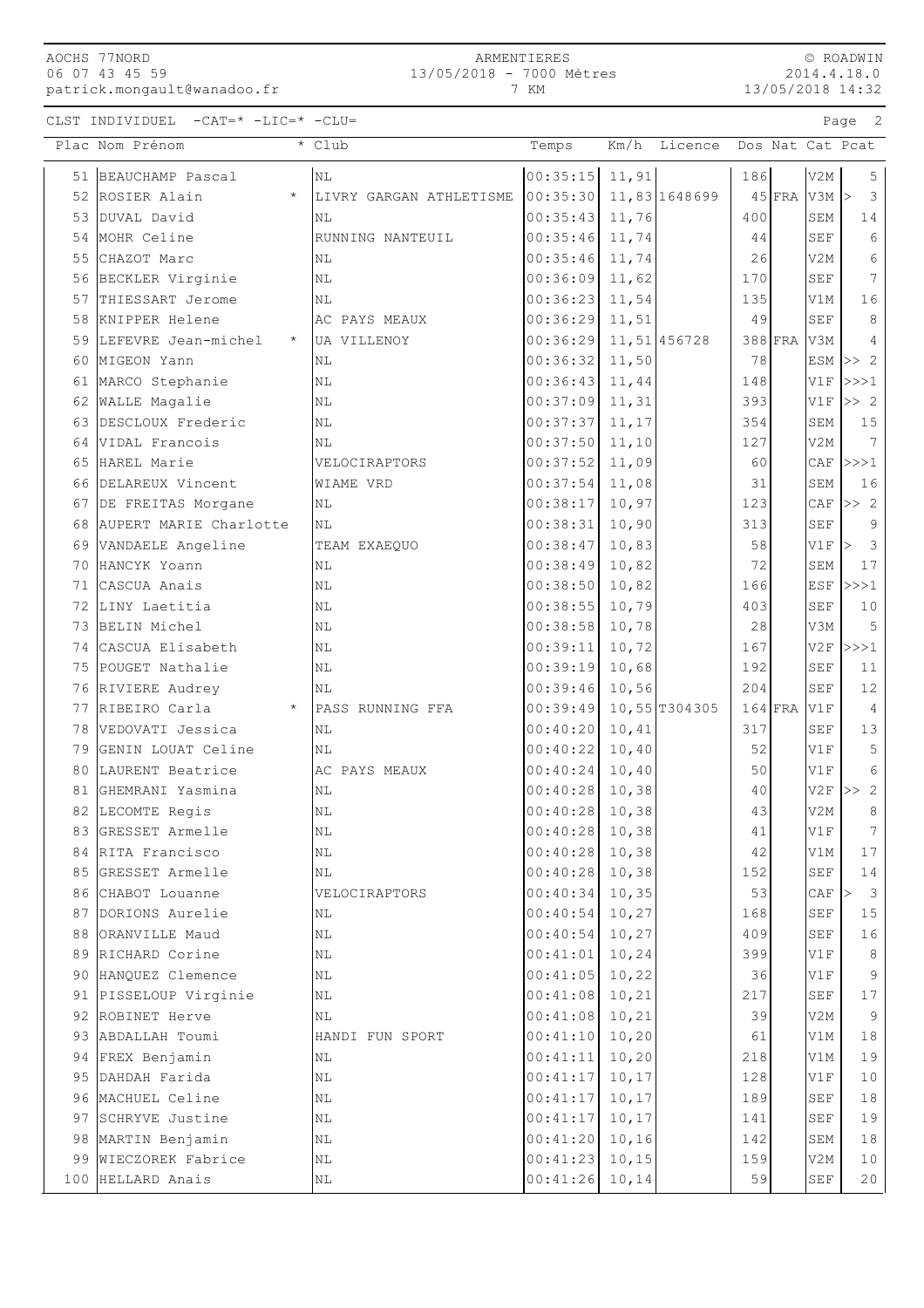CLST INDIVIDUEL -CAT=* -LIC=* -CLU=

| Plac | Nom Prénom | * | Club | Temps | Km/h | Licence | Dos | Nat | Cat | Pcat |
|---|---|---|---|---|---|---|---|---|---|---|
| 51 | BEAUCHAMP Pascal | | NL | 00:35:15 | 11,91 | | 186 | | V2M | 5 |
| 52 | ROSIER Alain | * | LIVRY GARGAN ATHLETISME | 00:35:30 | 11,83 | 1648699 | 45 | FRA | V3M | > 3 |
| 53 | DUVAL David | | NL | 00:35:43 | 11,76 | | 400 | | SEM | 14 |
| 54 | MOHR Celine | | RUNNING NANTEUIL | 00:35:46 | 11,74 | | 44 | | SEF | 6 |
| 55 | CHAZOT Marc | | NL | 00:35:46 | 11,74 | | 26 | | V2M | 6 |
| 56 | BECKLER Virginie | | NL | 00:36:09 | 11,62 | | 170 | | SEF | 7 |
| 57 | THIESSART Jerome | | NL | 00:36:23 | 11,54 | | 135 | | V1M | 16 |
| 58 | KNIPPER Helene | | AC PAYS MEAUX | 00:36:29 | 11,51 | | 49 | | SEF | 8 |
| 59 | LEFEVRE Jean-michel | * | UA VILLENOY | 00:36:29 | 11,51 | 456728 | 388 | FRA | V3M | 4 |
| 60 | MIGEON Yann | | NL | 00:36:32 | 11,50 | | 78 | | ESM | >> 2 |
| 61 | MARCO Stephanie | | NL | 00:36:43 | 11,44 | | 148 | | V1F | >>>1 |
| 62 | WALLE Magalie | | NL | 00:37:09 | 11,31 | | 393 | | V1F | >> 2 |
| 63 | DESCLOUX Frederic | | NL | 00:37:37 | 11,17 | | 354 | | SEM | 15 |
| 64 | VIDAL Francois | | NL | 00:37:50 | 11,10 | | 127 | | V2M | 7 |
| 65 | HAREL Marie | | VELOCIRAPTORS | 00:37:52 | 11,09 | | 60 | | CAF | >>>1 |
| 66 | DELAREUX Vincent | | WIAME VRD | 00:37:54 | 11,08 | | 31 | | SEM | 16 |
| 67 | DE FREITAS Morgane | | NL | 00:38:17 | 10,97 | | 123 | | CAF | >> 2 |
| 68 | AUPERT MARIE Charlotte | | NL | 00:38:31 | 10,90 | | 313 | | SEF | 9 |
| 69 | VANDAELE Angeline | | TEAM EXAEQUO | 00:38:47 | 10,83 | | 58 | | V1F | > 3 |
| 70 | HANCYK Yoann | | NL | 00:38:49 | 10,82 | | 72 | | SEM | 17 |
| 71 | CASCUA Anais | | NL | 00:38:50 | 10,82 | | 166 | | ESF | >>>1 |
| 72 | LINY Laetitia | | NL | 00:38:55 | 10,79 | | 403 | | SEF | 10 |
| 73 | BELIN Michel | | NL | 00:38:58 | 10,78 | | 28 | | V3M | 5 |
| 74 | CASCUA Elisabeth | | NL | 00:39:11 | 10,72 | | 167 | | V2F | >>>1 |
| 75 | POUGET Nathalie | | NL | 00:39:19 | 10,68 | | 192 | | SEF | 11 |
| 76 | RIVIERE Audrey | | NL | 00:39:46 | 10,56 | | 204 | | SEF | 12 |
| 77 | RIBEIRO Carla | * | PASS RUNNING FFA | 00:39:49 | 10,55 | T304305 | 164 | FRA | V1F | 4 |
| 78 | VEDOVATI Jessica | | NL | 00:40:20 | 10,41 | | 317 | | SEF | 13 |
| 79 | GENIN LOUAT Celine | | NL | 00:40:22 | 10,40 | | 52 | | V1F | 5 |
| 80 | LAURENT Beatrice | | AC PAYS MEAUX | 00:40:24 | 10,40 | | 50 | | V1F | 6 |
| 81 | GHEMRANI Yasmina | | NL | 00:40:28 | 10,38 | | 40 | | V2F | >> 2 |
| 82 | LECOMTE Regis | | NL | 00:40:28 | 10,38 | | 43 | | V2M | 8 |
| 83 | GRESSET Armelle | | NL | 00:40:28 | 10,38 | | 41 | | V1F | 7 |
| 84 | RITA Francisco | | NL | 00:40:28 | 10,38 | | 42 | | V1M | 17 |
| 85 | GRESSET Armelle | | NL | 00:40:28 | 10,38 | | 152 | | SEF | 14 |
| 86 | CHABOT Louanne | | VELOCIRAPTORS | 00:40:34 | 10,35 | | 53 | | CAF | > 3 |
| 87 | DORIONS Aurelie | | NL | 00:40:54 | 10,27 | | 168 | | SEF | 15 |
| 88 | ORANVILLE Maud | | NL | 00:40:54 | 10,27 | | 409 | | SEF | 16 |
| 89 | RICHARD Corine | | NL | 00:41:01 | 10,24 | | 399 | | V1F | 8 |
| 90 | HANQUEZ Clemence | | NL | 00:41:05 | 10,22 | | 36 | | V1F | 9 |
| 91 | PISSELOUP Virginie | | NL | 00:41:08 | 10,21 | | 217 | | SEF | 17 |
| 92 | ROBINET Herve | | NL | 00:41:08 | 10,21 | | 39 | | V2M | 9 |
| 93 | ABDALLAH Toumi | | HANDI FUN SPORT | 00:41:10 | 10,20 | | 61 | | V1M | 18 |
| 94 | FREX Benjamin | | NL | 00:41:11 | 10,20 | | 218 | | V1M | 19 |
| 95 | DAHDAH Farida | | NL | 00:41:17 | 10,17 | | 128 | | V1F | 10 |
| 96 | MACHUEL Celine | | NL | 00:41:17 | 10,17 | | 189 | | SEF | 18 |
| 97 | SCHRYVE Justine | | NL | 00:41:17 | 10,17 | | 141 | | SEF | 19 |
| 98 | MARTIN Benjamin | | NL | 00:41:20 | 10,16 | | 142 | | SEM | 18 |
| 99 | WIECZOREK Fabrice | | NL | 00:41:23 | 10,15 | | 159 | | V2M | 10 |
| 100 | HELLARD Anais | | NL | 00:41:26 | 10,14 | | 59 | | SEF | 20 |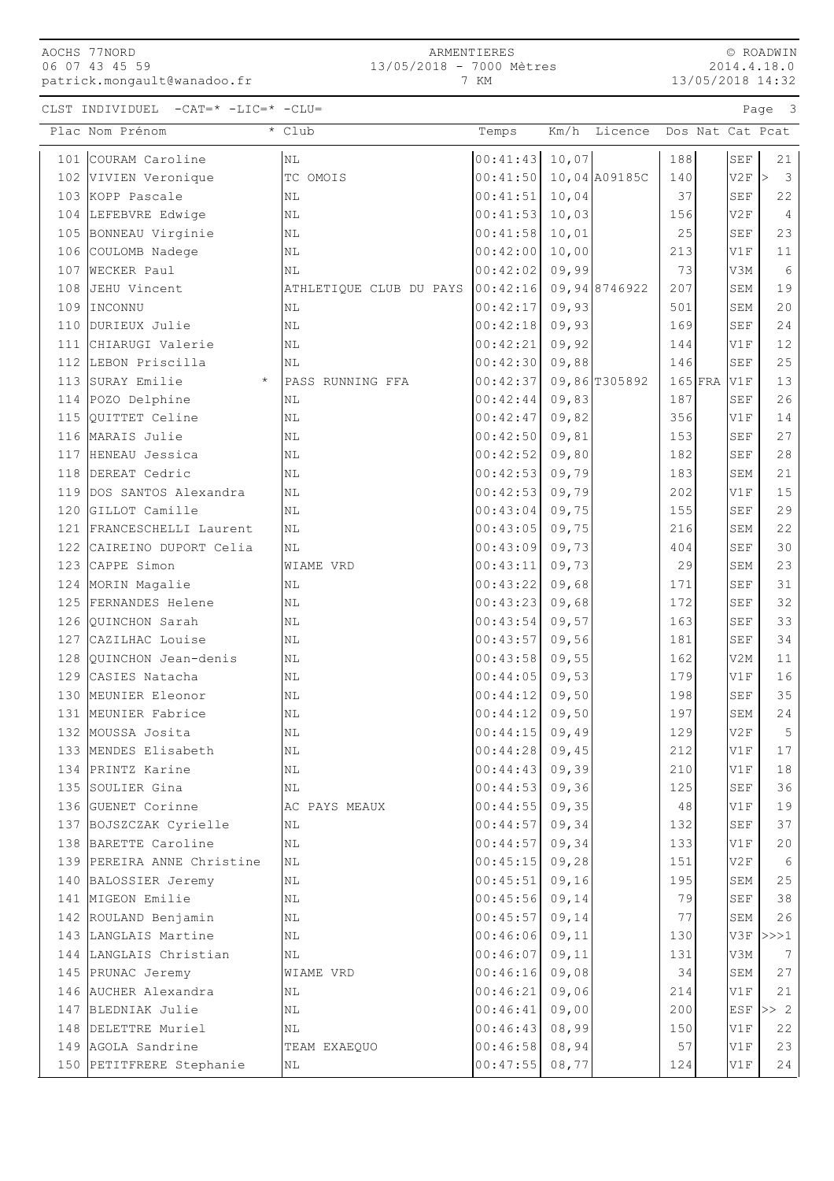AOCHS 77NORD
06 07 43 45 59
patrick.mongault@wanadoo.fr

ARMENTIERES
13/05/2018 - 7000 Mètres
7 KM

© ROADWIN
2014.4.18.0
13/05/2018 14:32

CLST INDIVIDUEL -CAT=* -LIC=* -CLU=

| Plac | Nom Prénom | * | Club | Temps | Km/h | Licence | Dos | Nat | Cat | Pcat |
|---|---|---|---|---|---|---|---|---|---|---|
| 101 | COURAM Caroline | | NL | 00:41:43 | 10,07 | | 188 | | SEF | 21 |
| 102 | VIVIEN Veronique | | TC OMOIS | 00:41:50 | 10,04 | A09185C | 140 | | V2F | > 3 |
| 103 | KOPP Pascale | | NL | 00:41:51 | 10,04 | | 37 | | SEF | 22 |
| 104 | LEFEBVRE Edwige | | NL | 00:41:53 | 10,03 | | 156 | | V2F | 4 |
| 105 | BONNEAU Virginie | | NL | 00:41:58 | 10,01 | | 25 | | SEF | 23 |
| 106 | COULOMB Nadege | | NL | 00:42:00 | 10,00 | | 213 | | V1F | 11 |
| 107 | WECKER Paul | | NL | 00:42:02 | 09,99 | | 73 | | V3M | 6 |
| 108 | JEHU Vincent | | ATHLETIQUE CLUB DU PAYS | 00:42:16 | 09,94 | 8746922 | 207 | | SEM | 19 |
| 109 | INCONNU | | NL | 00:42:17 | 09,93 | | 501 | | SEM | 20 |
| 110 | DURIEUX Julie | | NL | 00:42:18 | 09,93 | | 169 | | SEF | 24 |
| 111 | CHIARUGI Valerie | | NL | 00:42:21 | 09,92 | | 144 | | V1F | 12 |
| 112 | LEBON Priscilla | | NL | 00:42:30 | 09,88 | | 146 | | SEF | 25 |
| 113 | SURAY Emilie | * | PASS RUNNING FFA | 00:42:37 | 09,86 | T305892 | 165 | FRA | V1F | 13 |
| 114 | POZO Delphine | | NL | 00:42:44 | 09,83 | | 187 | | SEF | 26 |
| 115 | QUITTET Celine | | NL | 00:42:47 | 09,82 | | 356 | | V1F | 14 |
| 116 | MARAIS Julie | | NL | 00:42:50 | 09,81 | | 153 | | SEF | 27 |
| 117 | HENEAU Jessica | | NL | 00:42:52 | 09,80 | | 182 | | SEF | 28 |
| 118 | DEREAT Cedric | | NL | 00:42:53 | 09,79 | | 183 | | SEM | 21 |
| 119 | DOS SANTOS Alexandra | | NL | 00:42:53 | 09,79 | | 202 | | V1F | 15 |
| 120 | GILLOT Camille | | NL | 00:43:04 | 09,75 | | 155 | | SEF | 29 |
| 121 | FRANCESCHELLI Laurent | | NL | 00:43:05 | 09,75 | | 216 | | SEM | 22 |
| 122 | CAIREINO DUPORT Celia | | NL | 00:43:09 | 09,73 | | 404 | | SEF | 30 |
| 123 | CAPPE Simon | | WIAME VRD | 00:43:11 | 09,73 | | 29 | | SEM | 23 |
| 124 | MORIN Magalie | | NL | 00:43:22 | 09,68 | | 171 | | SEF | 31 |
| 125 | FERNANDES Helene | | NL | 00:43:23 | 09,68 | | 172 | | SEF | 32 |
| 126 | QUINCHON Sarah | | NL | 00:43:54 | 09,57 | | 163 | | SEF | 33 |
| 127 | CAZILHAC Louise | | NL | 00:43:57 | 09,56 | | 181 | | SEF | 34 |
| 128 | QUINCHON Jean-denis | | NL | 00:43:58 | 09,55 | | 162 | | V2M | 11 |
| 129 | CASIES Natacha | | NL | 00:44:05 | 09,53 | | 179 | | V1F | 16 |
| 130 | MEUNIER Eleonor | | NL | 00:44:12 | 09,50 | | 198 | | SEF | 35 |
| 131 | MEUNIER Fabrice | | NL | 00:44:12 | 09,50 | | 197 | | SEM | 24 |
| 132 | MOUSSA Josita | | NL | 00:44:15 | 09,49 | | 129 | | V2F | 5 |
| 133 | MENDES Elisabeth | | NL | 00:44:28 | 09,45 | | 212 | | V1F | 17 |
| 134 | PRINTZ Karine | | NL | 00:44:43 | 09,39 | | 210 | | V1F | 18 |
| 135 | SOULIER Gina | | NL | 00:44:53 | 09,36 | | 125 | | SEF | 36 |
| 136 | GUENET Corinne | | AC PAYS MEAUX | 00:44:55 | 09,35 | | 48 | | V1F | 19 |
| 137 | BOJSZCZAK Cyrielle | | NL | 00:44:57 | 09,34 | | 132 | | SEF | 37 |
| 138 | BARETTE Caroline | | NL | 00:44:57 | 09,34 | | 133 | | V1F | 20 |
| 139 | PEREIRA ANNE Christine | | NL | 00:45:15 | 09,28 | | 151 | | V2F | 6 |
| 140 | BALOSSIER Jeremy | | NL | 00:45:51 | 09,16 | | 195 | | SEM | 25 |
| 141 | MIGEON Emilie | | NL | 00:45:56 | 09,14 | | 79 | | SEF | 38 |
| 142 | ROULAND Benjamin | | NL | 00:45:57 | 09,14 | | 77 | | SEM | 26 |
| 143 | LANGLAIS Martine | | NL | 00:46:06 | 09,11 | | 130 | | V3F | >>>1 |
| 144 | LANGLAIS Christian | | NL | 00:46:07 | 09,11 | | 131 | | V3M | 7 |
| 145 | PRUNAC Jeremy | | WIAME VRD | 00:46:16 | 09,08 | | 34 | | SEM | 27 |
| 146 | AUCHER Alexandra | | NL | 00:46:21 | 09,06 | | 214 | | V1F | 21 |
| 147 | BLEDNIAK Julie | | NL | 00:46:41 | 09,00 | | 200 | | ESF | >> 2 |
| 148 | DELETTRE Muriel | | NL | 00:46:43 | 08,99 | | 150 | | V1F | 22 |
| 149 | AGOLA Sandrine | | TEAM EXAEQUO | 00:46:58 | 08,94 | | 57 | | V1F | 23 |
| 150 | PETITFRERE Stephanie | | NL | 00:47:55 | 08,77 | | 124 | | V1F | 24 |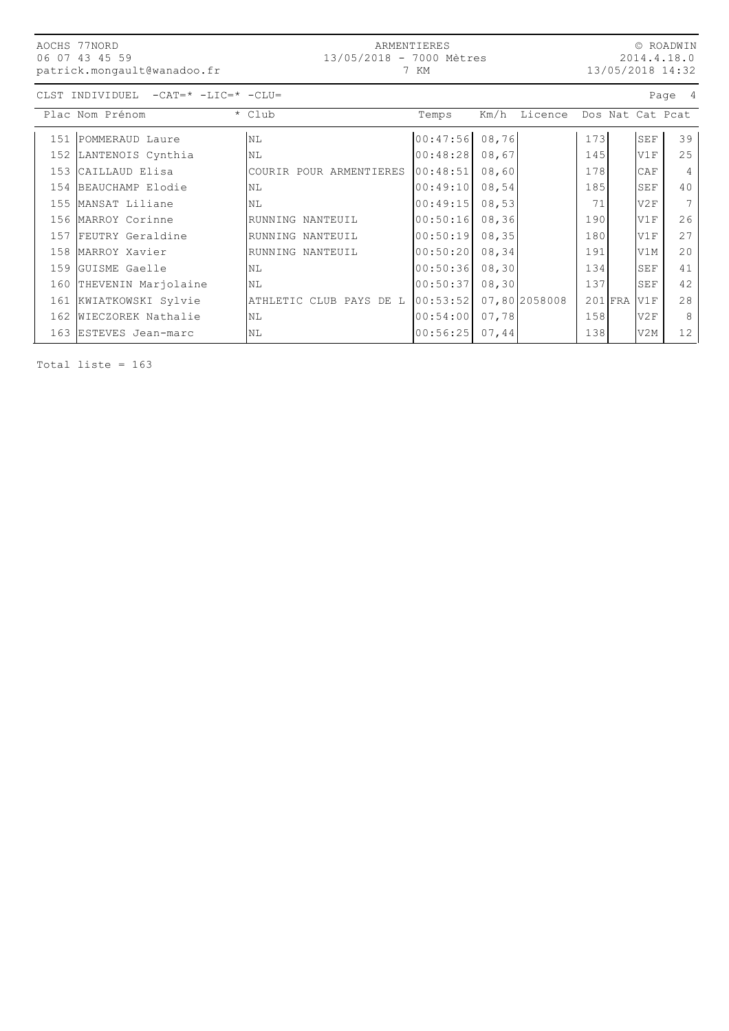CLST INDIVIDUEL -CAT=* -LIC=* -CLU=

| Plac | Nom Prénom | * Club | Temps | Km/h | Licence | Dos | Nat | Cat | Pcat |
|---|---|---|---|---|---|---|---|---|---|
| 151 | POMMERAUD Laure | NL | 00:47:56 | 08,76 | | 173 | | SEF | 39 |
| 152 | LANTENOIS Cynthia | NL | 00:48:28 | 08,67 | | 145 | | V1F | 25 |
| 153 | CAILLAUD Elisa | COURIR POUR ARMENTIERES | 00:48:51 | 08,60 | | 178 | | CAF | 4 |
| 154 | BEAUCHAMP Elodie | NL | 00:49:10 | 08,54 | | 185 | | SEF | 40 |
| 155 | MANSAT Liliane | NL | 00:49:15 | 08,53 | | 71 | | V2F | 7 |
| 156 | MARROY Corinne | RUNNING NANTEUIL | 00:50:16 | 08,36 | | 190 | | V1F | 26 |
| 157 | FEUTRY Geraldine | RUNNING NANTEUIL | 00:50:19 | 08,35 | | 180 | | V1F | 27 |
| 158 | MARROY Xavier | RUNNING NANTEUIL | 00:50:20 | 08,34 | | 191 | | V1M | 20 |
| 159 | GUISME Gaelle | NL | 00:50:36 | 08,30 | | 134 | | SEF | 41 |
| 160 | THEVENIN Marjolaine | NL | 00:50:37 | 08,30 | | 137 | | SEF | 42 |
| 161 | KWIATKOWSKI Sylvie | ATHLETIC CLUB PAYS DE L | 00:53:52 | 07,80 | 2058008 | 201 | FRA | V1F | 28 |
| 162 | WIECZOREK Nathalie | NL | 00:54:00 | 07,78 | | 158 | | V2F | 8 |
| 163 | ESTEVES Jean-marc | NL | 00:56:25 | 07,44 | | 138 | | V2M | 12 |

Total liste = 163